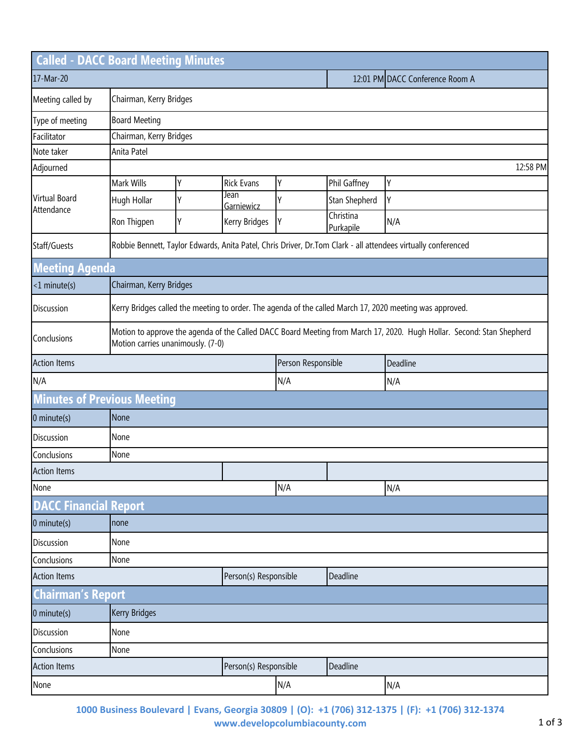# Called - DACC Board Meeting Minutes

| 17-Mar-20 | 12:01 PM | DACC Conference Room A |
|---|---|---|

| | |
|---|---|
| Meeting called by | Chairman, Kerry Bridges |
| Type of meeting | Board Meeting |
| Facilitator | Chairman, Kerry Bridges |
| Note taker | Anita Patel |
| Adjourned | 12:58 PM |

| Virtual Board Attendance | | | | | |
|---|---|---|---|---|---|
| Mark Wills | Y | Rick Evans | Y | Phil Gaffney | Y |
| Hugh Hollar | Y | Jean Garniewicz | Y | Stan Shepherd | Y |
| Ron Thigpen | Y | Kerry Bridges | Y | Christina Purkapile | N/A |

| | |
|---|---|
| Staff/Guests | Robbie Bennett, Taylor Edwards, Anita Patel, Chris Driver, Dr.Tom Clark - all attendees virtually conferenced |

## Meeting Agenda

| | |
|---|---|
| <1 minute(s) | Chairman, Kerry Bridges |
| Discussion | Kerry Bridges called the meeting to order. The agenda of the called March 17, 2020 meeting was approved. |
| Conclusions | Motion to approve the agenda of the Called DACC Board Meeting from March 17, 2020. Hugh Hollar. Second: Stan Shepherd<br>Motion carries unanimously. (7-0) |

| Action Items | Person Responsible | Deadline |
|---|---|---|
| N/A | N/A | N/A |

## Minutes of Previous Meeting

| | |
|---|---|
| 0 minute(s) | None |
| Discussion | None |
| Conclusions | None |

| Action Items | | |
|---|---|---|
| None | N/A | N/A |

## DACC Financial Report

| | |
|---|---|
| 0 minute(s) | none |
| Discussion | None |
| Conclusions | None |

| Action Items | Person(s) Responsible | Deadline |
|---|---|---|

## Chairman's Report

| | |
|---|---|
| 0 minute(s) | Kerry Bridges |
| Discussion | None |
| Conclusions | None |

| Action Items | Person(s) Responsible | Deadline |
|---|---|---|
| None | N/A | N/A |

**1000 Business Boulevard | Evans, Georgia 30809 | (O): +1 (706) 312-1375 | (F): +1 (706) 312-1374**
**www.developcolumbiacounty.com**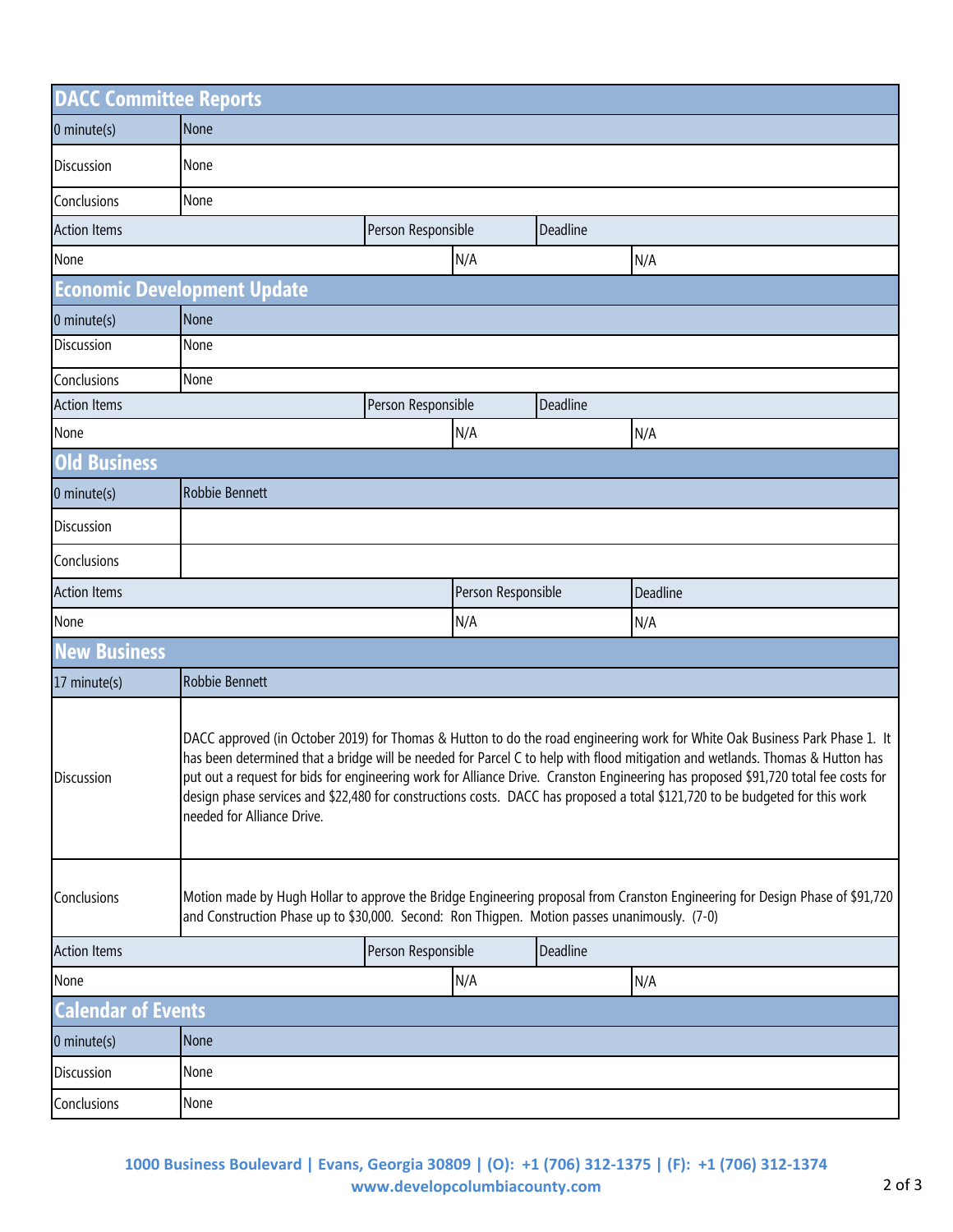## DACC Committee Reports

| 0 minute(s) | None | | |
|---|---|---|---|
| Discussion | None | | |
| Conclusions | None | | |
| Action Items | | Person Responsible | Deadline |
| None | | N/A | N/A |

## Economic Development Update

| 0 minute(s) | None | | |
|---|---|---|---|
| Discussion | None | | |
| Conclusions | None | | |
| Action Items | | Person Responsible | Deadline |
| None | | N/A | N/A |

## Old Business

| 0 minute(s) | Robbie Bennett | | |
|---|---|---|---|
| Discussion | | | |
| Conclusions | | | |
| Action Items | | Person Responsible | Deadline |
| None | | N/A | N/A |

## New Business

| 17 minute(s) | Robbie Bennett | | |
|---|---|---|---|
| Discussion | DACC approved (in October 2019) for Thomas & Hutton to do the road engineering work for White Oak Business Park Phase 1. It has been determined that a bridge will be needed for Parcel C to help with flood mitigation and wetlands. Thomas & Hutton has put out a request for bids for engineering work for Alliance Drive. Cranston Engineering has proposed $91,720 total fee costs for design phase services and $22,480 for constructions costs. DACC has proposed a total $121,720 to be budgeted for this work needed for Alliance Drive. | | |
| Conclusions | Motion made by Hugh Hollar to approve the Bridge Engineering proposal from Cranston Engineering for Design Phase of $91,720 and Construction Phase up to $30,000. Second: Ron Thigpen. Motion passes unanimously. (7-0) | | |
| Action Items | | Person Responsible | Deadline |
| None | | N/A | N/A |

## Calendar of Events

| 0 minute(s) | None |
|---|---|
| Discussion | None |
| Conclusions | None |

1000 Business Boulevard | Evans, Georgia 30809 | (O): +1 (706) 312-1375 | (F): +1 (706) 312-1374
www.developcolumbiacounty.com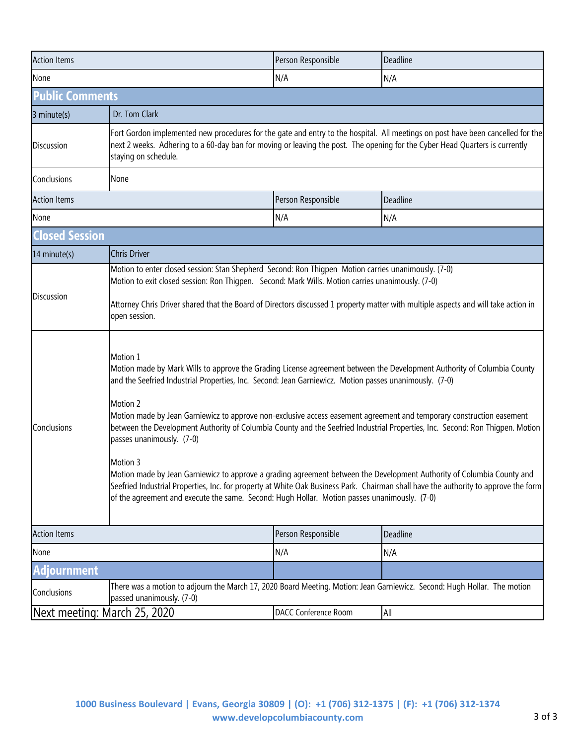| Action Items | Person Responsible | Deadline |
|---|---|---|
| None | N/A | N/A |

## Public Comments

| 3 minute(s) | Dr. Tom Clark |
|---|---|
| Discussion | Fort Gordon implemented new procedures for the gate and entry to the hospital. All meetings on post have been cancelled for the next 2 weeks. Adhering to a 60-day ban for moving or leaving the post. The opening for the Cyber Head Quarters is currently staying on schedule. |
| Conclusions | None |

| Action Items | Person Responsible | Deadline |
|---|---|---|
| None | N/A | N/A |

## Closed Session

| 14 minute(s) | Chris Driver |
|---|---|
| Discussion | Motion to enter closed session: Stan Shepherd Second: Ron Thigpen Motion carries unanimously. (7-0)<br>Motion to exit closed session: Ron Thigpen. Second: Mark Wills. Motion carries unanimously. (7-0)<br><br>Attorney Chris Driver shared that the Board of Directors discussed 1 property matter with multiple aspects and will take action in open session. |
| Conclusions | Motion 1<br>Motion made by Mark Wills to approve the Grading License agreement between the Development Authority of Columbia County and the Seefried Industrial Properties, Inc. Second: Jean Garniewicz. Motion passes unanimously. (7-0)<br><br>Motion 2<br>Motion made by Jean Garniewicz to approve non-exclusive access easement agreement and temporary construction easement between the Development Authority of Columbia County and the Seefried Industrial Properties, Inc. Second: Ron Thigpen. Motion passes unanimously. (7-0)<br><br>Motion 3<br>Motion made by Jean Garniewicz to approve a grading agreement between the Development Authority of Columbia County and Seefried Industrial Properties, Inc. for property at White Oak Business Park. Chairman shall have the authority to approve the form of the agreement and execute the same. Second: Hugh Hollar. Motion passes unanimously. (7-0) |

| Action Items | Person Responsible | Deadline |
|---|---|---|
| None | N/A | N/A |

## Adjournment

| | |
|---|---|
| Conclusions | There was a motion to adjourn the March 17, 2020 Board Meeting. Motion: Jean Garniewicz. Second: Hugh Hollar. The motion passed unanimously. (7-0) |

| Next meeting: March 25, 2020 | DACC Conference Room | All |
|---|---|---|

1000 Business Boulevard | Evans, Georgia 30809 | (O): +1 (706) 312-1375 | (F): +1 (706) 312-1374
www.developcolumbiacounty.com